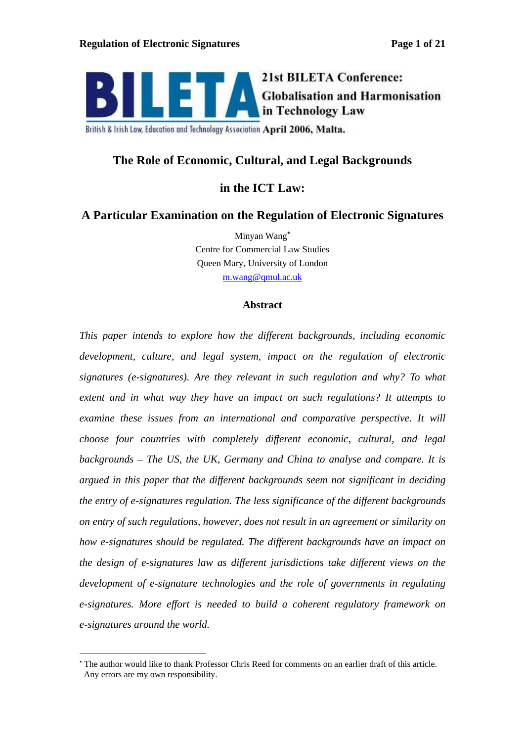21st BILETA Conference: Globalisation and Harmonisation in Technology Law

British & Irish Law, Education and Technology Association April 2006, Malta.

# The Role of Economic, Cultural, and Legal Backgrounds in the ICT Law: A Particular Examination on the Regulation of Electronic Signatures

Minyan Wang[*]
Centre for Commercial Law Studies
Queen Mary, University of London
m.wang@qmul.ac.uk

## Abstract

*This paper intends to explore how the different backgrounds, including economic development, culture, and legal system, impact on the regulation of electronic signatures (e-signatures). Are they relevant in such regulation and why? To what extent and in what way they have an impact on such regulations? It attempts to examine these issues from an international and comparative perspective. It will choose four countries with completely different economic, cultural, and legal backgrounds – The US, the UK, Germany and China to analyse and compare. It is argued in this paper that the different backgrounds seem not significant in deciding the entry of e-signatures regulation. The less significance of the different backgrounds on entry of such regulations, however, does not result in an agreement or similarity on how e-signatures should be regulated. The different backgrounds have an impact on the design of e-signatures law as different jurisdictions take different views on the development of e-signature technologies and the role of governments in regulating e-signatures. More effort is needed to build a coherent regulatory framework on e-signatures around the world.*

---

[*] The author would like to thank Professor Chris Reed for comments on an earlier draft of this article. Any errors are my own responsibility.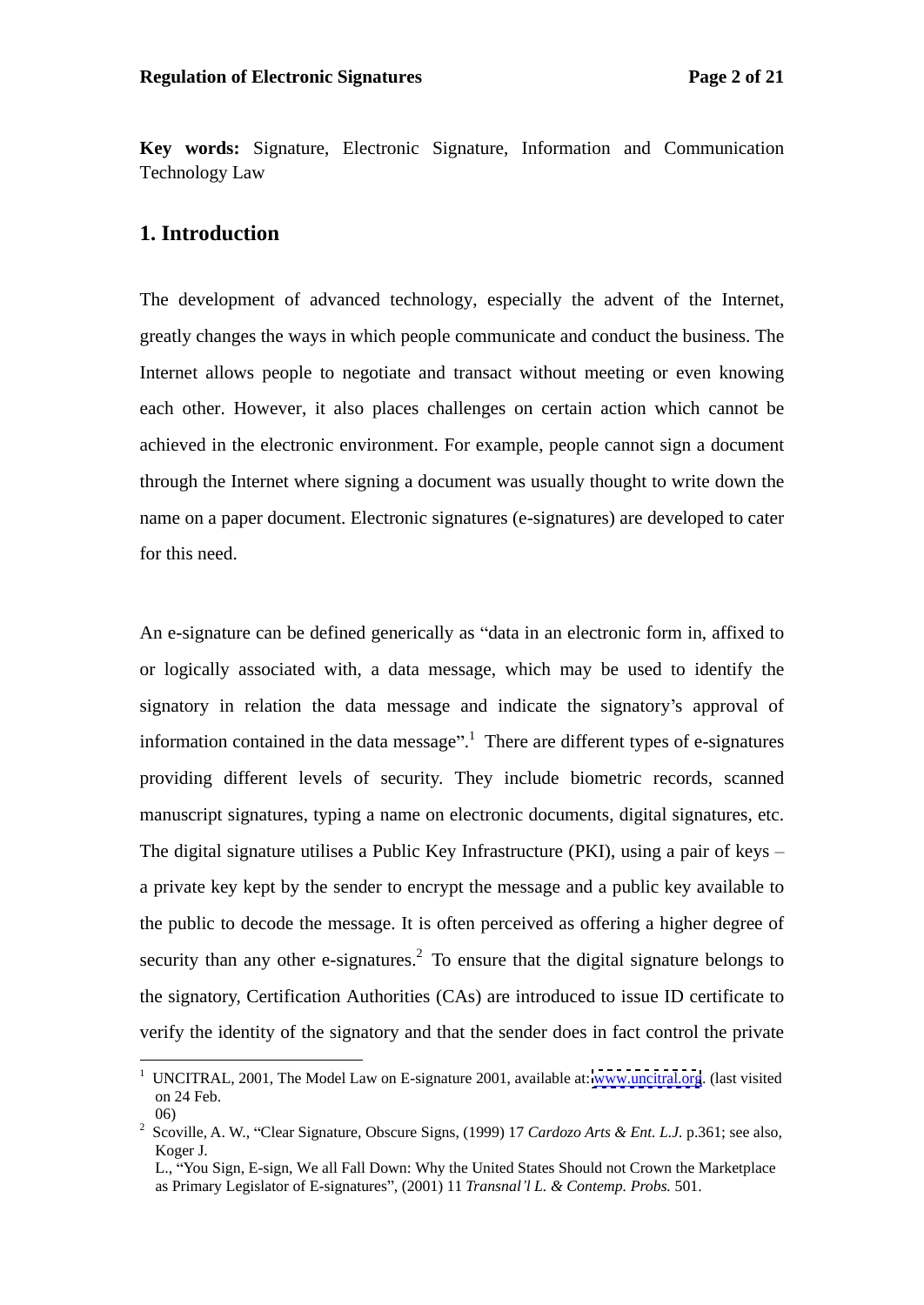**Key words:** Signature, Electronic Signature, Information and Communication Technology Law

## 1. Introduction

The development of advanced technology, especially the advent of the Internet, greatly changes the ways in which people communicate and conduct the business. The Internet allows people to negotiate and transact without meeting or even knowing each other. However, it also places challenges on certain action which cannot be achieved in the electronic environment. For example, people cannot sign a document through the Internet where signing a document was usually thought to write down the name on a paper document. Electronic signatures (e-signatures) are developed to cater for this need.

An e-signature can be defined generically as "data in an electronic form in, affixed to or logically associated with, a data message, which may be used to identify the signatory in relation the data message and indicate the signatory's approval of information contained in the data message".[1] There are different types of e-signatures providing different levels of security. They include biometric records, scanned manuscript signatures, typing a name on electronic documents, digital signatures, etc. The digital signature utilises a Public Key Infrastructure (PKI), using a pair of keys – a private key kept by the sender to encrypt the message and a public key available to the public to decode the message. It is often perceived as offering a higher degree of security than any other e-signatures.[2] To ensure that the digital signature belongs to the signatory, Certification Authorities (CAs) are introduced to issue ID certificate to verify the identity of the signatory and that the sender does in fact control the private

---

[1] UNCITRAL, 2001, The Model Law on E-signature 2001, available at: www.uncitral.org. (last visited on 24 Feb. 06)

[2] Scoville, A. W., "Clear Signature, Obscure Signs, (1999) 17 *Cardozo Arts & Ent. L.J.* p.361; see also, Koger J. L., "You Sign, E-sign, We all Fall Down: Why the United States Should not Crown the Marketplace as Primary Legislator of E-signatures", (2001) 11 *Transnal'l L. & Contemp. Probs.* 501.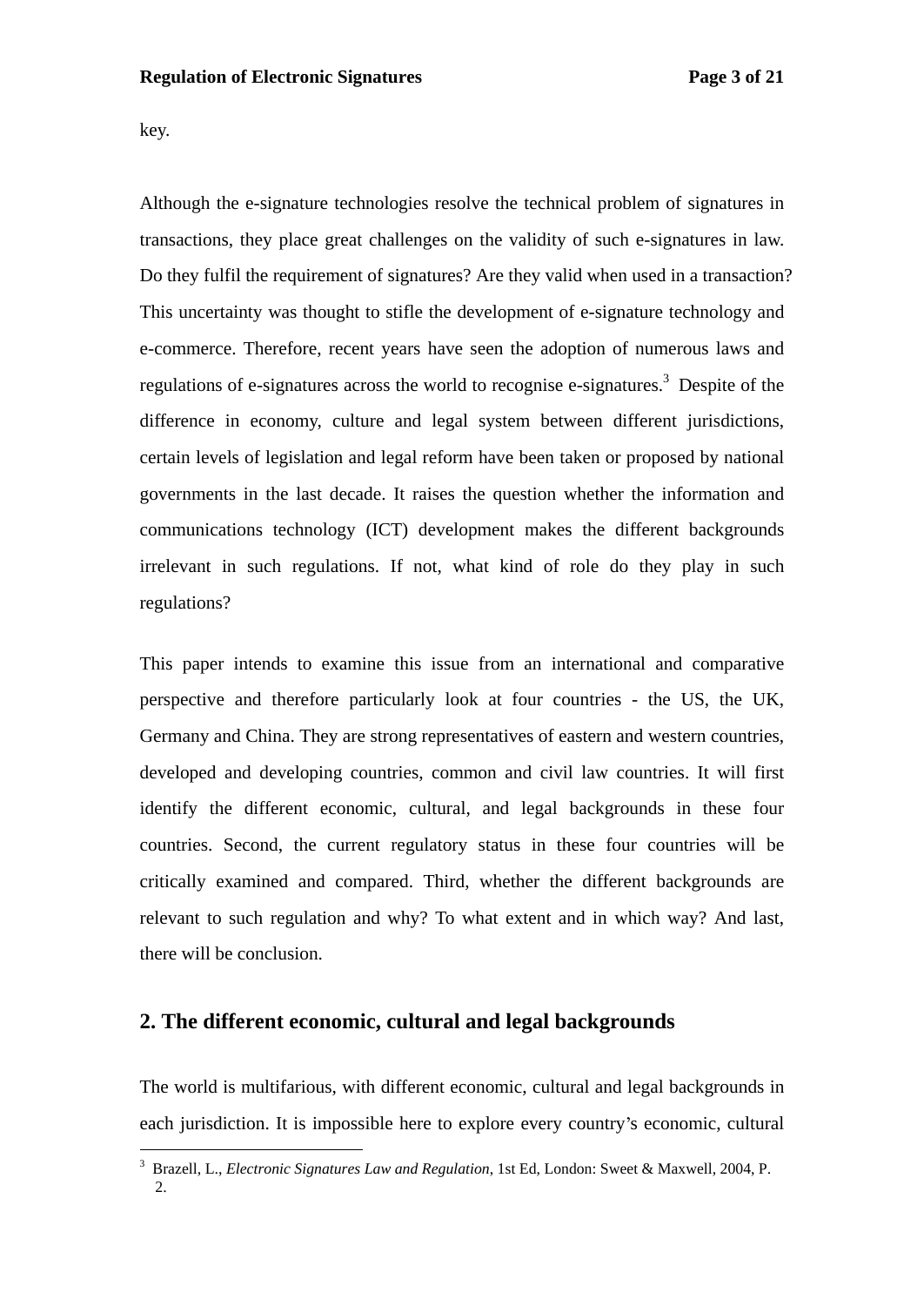key.

Although the e-signature technologies resolve the technical problem of signatures in transactions, they place great challenges on the validity of such e-signatures in law. Do they fulfil the requirement of signatures? Are they valid when used in a transaction? This uncertainty was thought to stifle the development of e-signature technology and e-commerce. Therefore, recent years have seen the adoption of numerous laws and regulations of e-signatures across the world to recognise e-signatures.[3] Despite of the difference in economy, culture and legal system between different jurisdictions, certain levels of legislation and legal reform have been taken or proposed by national governments in the last decade. It raises the question whether the information and communications technology (ICT) development makes the different backgrounds irrelevant in such regulations. If not, what kind of role do they play in such regulations?

This paper intends to examine this issue from an international and comparative perspective and therefore particularly look at four countries - the US, the UK, Germany and China. They are strong representatives of eastern and western countries, developed and developing countries, common and civil law countries. It will first identify the different economic, cultural, and legal backgrounds in these four countries. Second, the current regulatory status in these four countries will be critically examined and compared. Third, whether the different backgrounds are relevant to such regulation and why? To what extent and in which way? And last, there will be conclusion.

## 2. The different economic, cultural and legal backgrounds

The world is multifarious, with different economic, cultural and legal backgrounds in each jurisdiction. It is impossible here to explore every country's economic, cultural

---

[3] Brazell, L., *Electronic Signatures Law and Regulation*, 1st Ed, London: Sweet & Maxwell, 2004, P. 2.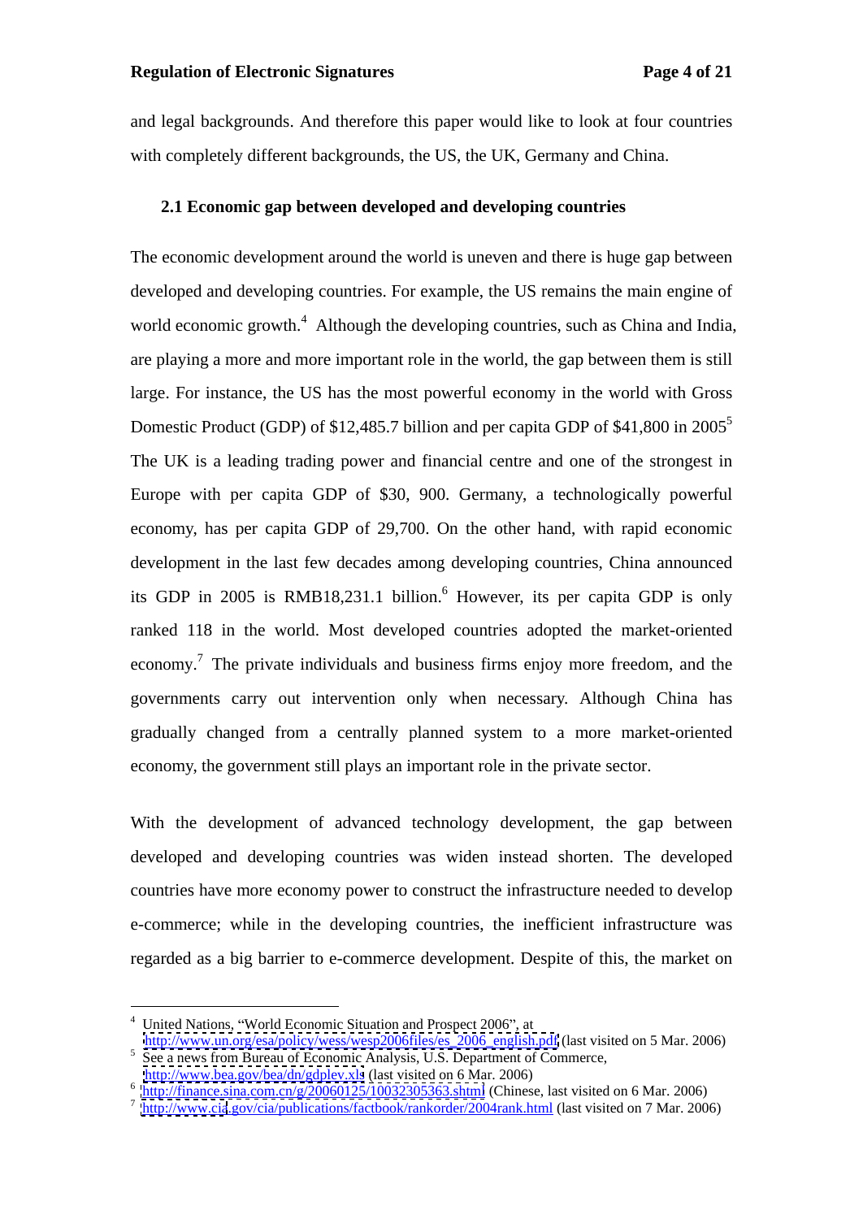and legal backgrounds. And therefore this paper would like to look at four countries with completely different backgrounds, the US, the UK, Germany and China.

### 2.1 Economic gap between developed and developing countries

The economic development around the world is uneven and there is huge gap between developed and developing countries. For example, the US remains the main engine of world economic growth.[4] Although the developing countries, such as China and India, are playing a more and more important role in the world, the gap between them is still large. For instance, the US has the most powerful economy in the world with Gross Domestic Product (GDP) of $12,485.7 billion and per capita GDP of $41,800 in 2005[5] The UK is a leading trading power and financial centre and one of the strongest in Europe with per capita GDP of $30, 900. Germany, a technologically powerful economy, has per capita GDP of 29,700. On the other hand, with rapid economic development in the last few decades among developing countries, China announced its GDP in 2005 is RMB18,231.1 billion.[6] However, its per capita GDP is only ranked 118 in the world. Most developed countries adopted the market-oriented economy.[7] The private individuals and business firms enjoy more freedom, and the governments carry out intervention only when necessary. Although China has gradually changed from a centrally planned system to a more market-oriented economy, the government still plays an important role in the private sector.

With the development of advanced technology development, the gap between developed and developing countries was widen instead shorten. The developed countries have more economy power to construct the infrastructure needed to develop e-commerce; while in the developing countries, the inefficient infrastructure was regarded as a big barrier to e-commerce development. Despite of this, the market on

---

[4] United Nations, "World Economic Situation and Prospect 2006", at http://www.un.org/esa/policy/wess/wesp2006files/es_2006_english.pdf (last visited on 5 Mar. 2006)

[5] See a news from Bureau of Economic Analysis, U.S. Department of Commerce, http://www.bea.gov/bea/dn/gdplev.xls (last visited on 6 Mar. 2006)

[6] http://finance.sina.com.cn/g/20060125/10032305363.shtml (Chinese, last visited on 6 Mar. 2006)

[7] http://www.cia.gov/cia/publications/factbook/rankorder/2004rank.html (last visited on 7 Mar. 2006)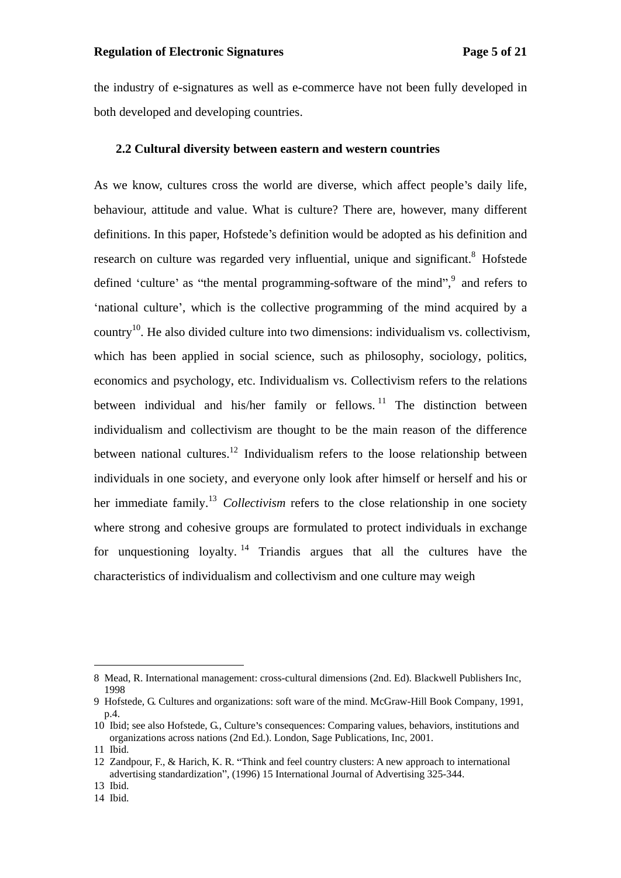the industry of e-signatures as well as e-commerce have not been fully developed in both developed and developing countries.

## 2.2 Cultural diversity between eastern and western countries

As we know, cultures cross the world are diverse, which affect people's daily life, behaviour, attitude and value. What is culture? There are, however, many different definitions. In this paper, Hofstede's definition would be adopted as his definition and research on culture was regarded very influential, unique and significant.[8] Hofstede defined 'culture' as "the mental programming-software of the mind",[9] and refers to 'national culture', which is the collective programming of the mind acquired by a country[10]. He also divided culture into two dimensions: individualism vs. collectivism, which has been applied in social science, such as philosophy, sociology, politics, economics and psychology, etc. Individualism vs. Collectivism refers to the relations between individual and his/her family or fellows.[11] The distinction between individualism and collectivism are thought to be the main reason of the difference between national cultures.[12] Individualism refers to the loose relationship between individuals in one society, and everyone only look after himself or herself and his or her immediate family.[13] *Collectivism* refers to the close relationship in one society where strong and cohesive groups are formulated to protect individuals in exchange for unquestioning loyalty.[14] Triandis argues that all the cultures have the characteristics of individualism and collectivism and one culture may weigh

---

8 Mead, R. International management: cross-cultural dimensions (2nd. Ed). Blackwell Publishers Inc, 1998

9 Hofstede, G. Cultures and organizations: soft ware of the mind. McGraw-Hill Book Company, 1991, p.4.

10 Ibid; see also Hofstede, G., Culture's consequences: Comparing values, behaviors, institutions and organizations across nations (2nd Ed.). London, Sage Publications, Inc, 2001.

11 Ibid.

12 Zandpour, F., & Harich, K. R. "Think and feel country clusters: A new approach to international advertising standardization", (1996) 15 International Journal of Advertising 325-344.

13 Ibid.

14 Ibid.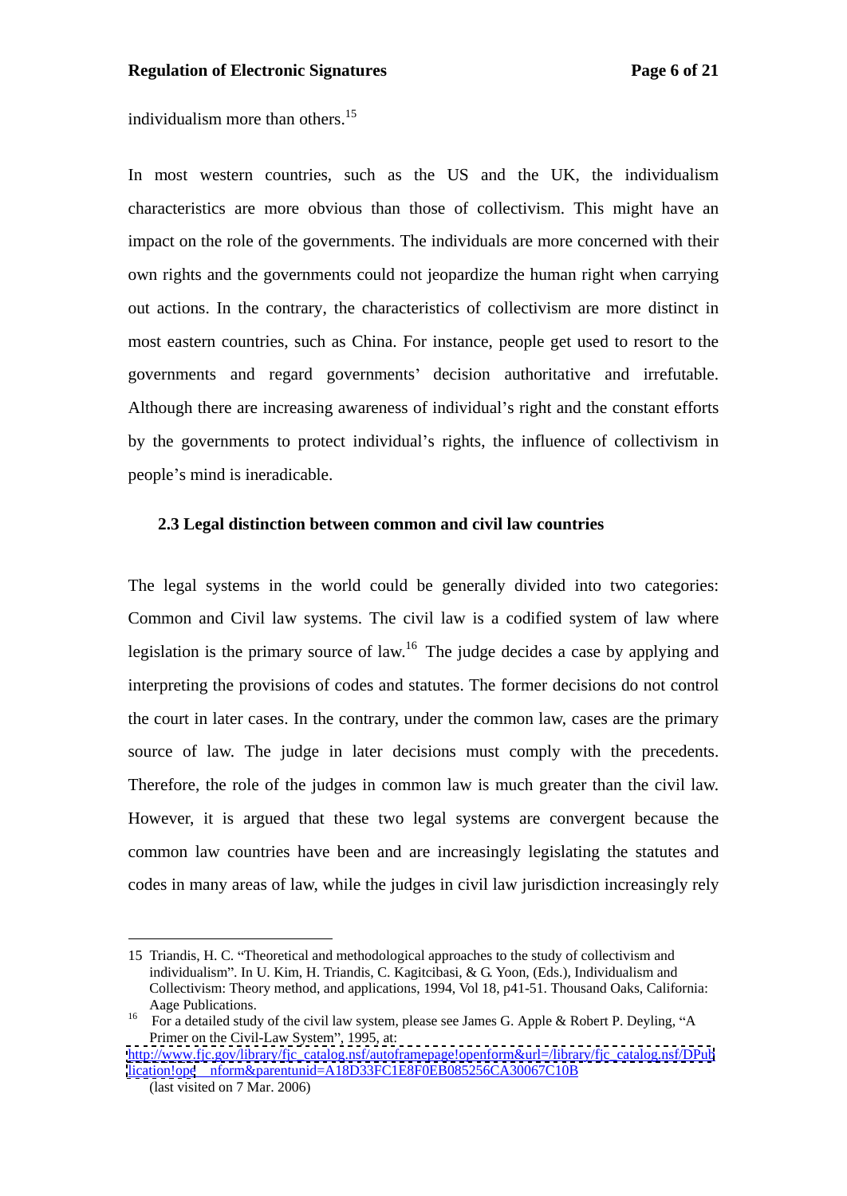individualism more than others.[15]

In most western countries, such as the US and the UK, the individualism characteristics are more obvious than those of collectivism. This might have an impact on the role of the governments. The individuals are more concerned with their own rights and the governments could not jeopardize the human right when carrying out actions. In the contrary, the characteristics of collectivism are more distinct in most eastern countries, such as China. For instance, people get used to resort to the governments and regard governments' decision authoritative and irrefutable. Although there are increasing awareness of individual's right and the constant efforts by the governments to protect individual's rights, the influence of collectivism in people's mind is ineradicable.

### 2.3 Legal distinction between common and civil law countries

The legal systems in the world could be generally divided into two categories: Common and Civil law systems. The civil law is a codified system of law where legislation is the primary source of law.[16] The judge decides a case by applying and interpreting the provisions of codes and statutes. The former decisions do not control the court in later cases. In the contrary, under the common law, cases are the primary source of law. The judge in later decisions must comply with the precedents. Therefore, the role of the judges in common law is much greater than the civil law. However, it is argued that these two legal systems are convergent because the common law countries have been and are increasingly legislating the statutes and codes in many areas of law, while the judges in civil law jurisdiction increasingly rely

---

15 Triandis, H. C. "Theoretical and methodological approaches to the study of collectivism and individualism". In U. Kim, H. Triandis, C. Kagitcibasi, & G. Yoon, (Eds.), Individualism and Collectivism: Theory method, and applications, 1994, Vol 18, p41-51. Thousand Oaks, California: Aage Publications.

16 For a detailed study of the civil law system, please see James G. Apple & Robert P. Deyling, "A Primer on the Civil-Law System", 1995, at: http://www.fjc.gov/library/fjc_catalog.nsf/autoframepage!openform&url=/library/fjc_catalog.nsf/DPublication!ope nform&parentunid=A18D33FC1E8F0EB085256CA30067C10B (last visited on 7 Mar. 2006)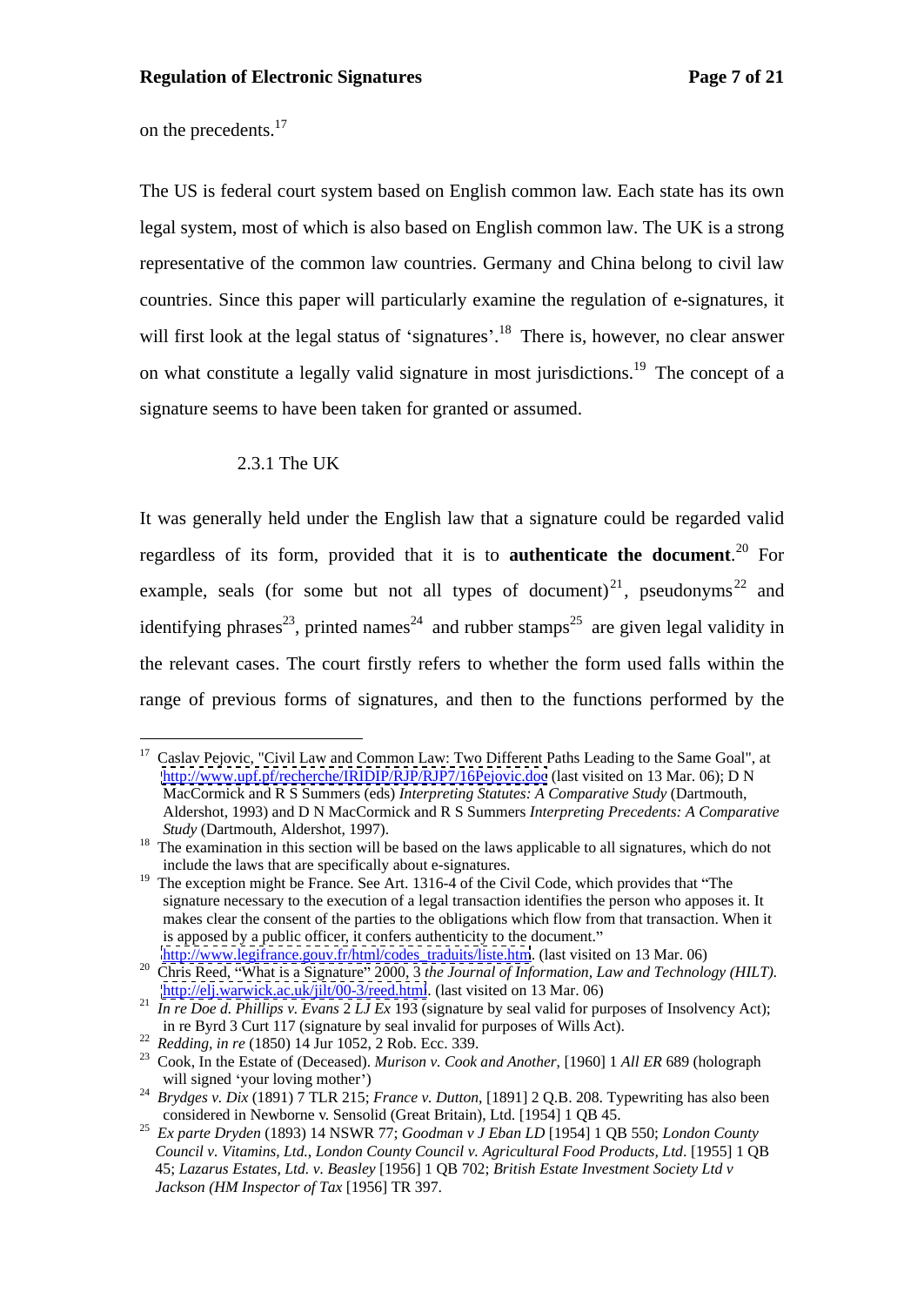on the precedents.[17]

The US is federal court system based on English common law. Each state has its own legal system, most of which is also based on English common law. The UK is a strong representative of the common law countries. Germany and China belong to civil law countries. Since this paper will particularly examine the regulation of e-signatures, it will first look at the legal status of 'signatures'.[18] There is, however, no clear answer on what constitute a legally valid signature in most jurisdictions.[19] The concept of a signature seems to have been taken for granted or assumed.

### 2.3.1 The UK

It was generally held under the English law that a signature could be regarded valid regardless of its form, provided that it is to **authenticate the document**.[20] For example, seals (for some but not all types of document)[21], pseudonyms[22] and identifying phrases[23], printed names[24] and rubber stamps[25] are given legal validity in the relevant cases. The court firstly refers to whether the form used falls within the range of previous forms of signatures, and then to the functions performed by the

---

[17] Caslav Pejovic, "Civil Law and Common Law: Two Different Paths Leading to the Same Goal", at http://www.upf.pf/recherche/IRIDIP/RJP/RJP7/16Pejovic.doc (last visited on 13 Mar. 06); D N MacCormick and R S Summers (eds) *Interpreting Statutes: A Comparative Study* (Dartmouth, Aldershot, 1993) and D N MacCormick and R S Summers *Interpreting Precedents: A Comparative Study* (Dartmouth, Aldershot, 1997).

[18] The examination in this section will be based on the laws applicable to all signatures, which do not include the laws that are specifically about e-signatures.

[19] The exception might be France. See Art. 1316-4 of the Civil Code, which provides that "The signature necessary to the execution of a legal transaction identifies the person who apposes it. It makes clear the consent of the parties to the obligations which flow from that transaction. When it is apposed by a public officer, it confers authenticity to the document." http://www.legifrance.gouv.fr/html/codes_traduits/liste.htm. (last visited on 13 Mar. 06)

[20] Chris Reed, "What is a Signature" 2000, 3 *the Journal of Information, Law and Technology (HILT)*. http://elj.warwick.ac.uk/jilt/00-3/reed.html. (last visited on 13 Mar. 06)

[21] *In re Doe d. Phillips v. Evans* 2 *LJ Ex* 193 (signature by seal valid for purposes of Insolvency Act); in re Byrd 3 Curt 117 (signature by seal invalid for purposes of Wills Act).

[22] *Redding, in re* (1850) 14 Jur 1052, 2 Rob. Ecc. 339.

[23] Cook, In the Estate of (Deceased). *Murison v. Cook and Another*, [1960] 1 *All ER* 689 (holograph will signed 'your loving mother')

[24] *Brydges v. Dix* (1891) 7 TLR 215; *France v. Dutton*, [1891] 2 Q.B. 208. Typewriting has also been considered in Newborne v. Sensolid (Great Britain), Ltd. [1954] 1 QB 45.

[25] *Ex parte Dryden* (1893) 14 NSWR 77; *Goodman v J Eban LD* [1954] 1 QB 550; *London County Council v. Vitamins, Ltd.*, *London County Council v. Agricultural Food Products, Ltd*. [1955] 1 QB 45; *Lazarus Estates, Ltd. v. Beasley* [1956] 1 QB 702; *British Estate Investment Society Ltd v Jackson (HM Inspector of Tax* [1956] TR 397.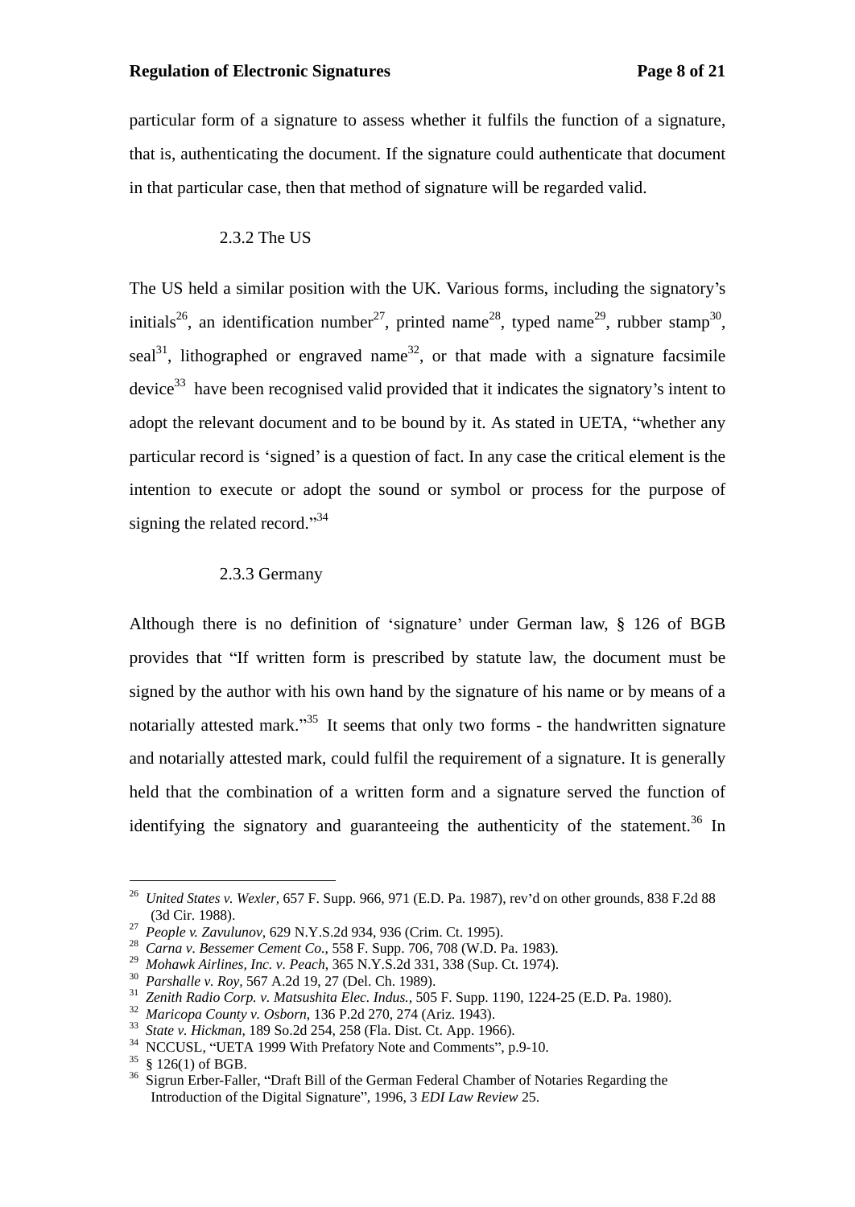particular form of a signature to assess whether it fulfils the function of a signature, that is, authenticating the document. If the signature could authenticate that document in that particular case, then that method of signature will be regarded valid.

### 2.3.2 The US

The US held a similar position with the UK. Various forms, including the signatory's initials[26], an identification number[27], printed name[28], typed name[29], rubber stamp[30], seal[31], lithographed or engraved name[32], or that made with a signature facsimile device[33] have been recognised valid provided that it indicates the signatory's intent to adopt the relevant document and to be bound by it. As stated in UETA, "whether any particular record is 'signed' is a question of fact. In any case the critical element is the intention to execute or adopt the sound or symbol or process for the purpose of signing the related record."[34]

### 2.3.3 Germany

Although there is no definition of 'signature' under German law, § 126 of BGB provides that "If written form is prescribed by statute law, the document must be signed by the author with his own hand by the signature of his name or by means of a notarially attested mark."[35] It seems that only two forms - the handwritten signature and notarially attested mark, could fulfil the requirement of a signature. It is generally held that the combination of a written form and a signature served the function of identifying the signatory and guaranteeing the authenticity of the statement.[36] In

---

[26] *United States v. Wexler*, 657 F. Supp. 966, 971 (E.D. Pa. 1987), rev'd on other grounds, 838 F.2d 88 (3d Cir. 1988).

[27] *People v. Zavulunov*, 629 N.Y.S.2d 934, 936 (Crim. Ct. 1995).

[28] *Carna v. Bessemer Cement Co.*, 558 F. Supp. 706, 708 (W.D. Pa. 1983).

[29] *Mohawk Airlines, Inc. v. Peach*, 365 N.Y.S.2d 331, 338 (Sup. Ct. 1974).

[30] *Parshalle v. Roy*, 567 A.2d 19, 27 (Del. Ch. 1989).

[31] *Zenith Radio Corp. v. Matsushita Elec. Indus.*, 505 F. Supp. 1190, 1224-25 (E.D. Pa. 1980).

[32] *Maricopa County v. Osborn*, 136 P.2d 270, 274 (Ariz. 1943).

[33] *State v. Hickman*, 189 So.2d 254, 258 (Fla. Dist. Ct. App. 1966).

[34] NCCUSL, "UETA 1999 With Prefatory Note and Comments", p.9-10.

[35] § 126(1) of BGB.

[36] Sigrun Erber-Faller, "Draft Bill of the German Federal Chamber of Notaries Regarding the Introduction of the Digital Signature", 1996, 3 *EDI Law Review* 25.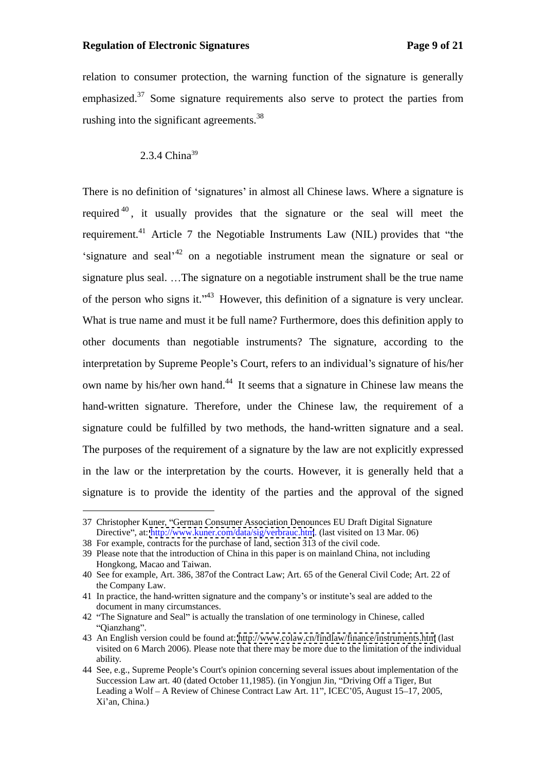relation to consumer protection, the warning function of the signature is generally emphasized.[37] Some signature requirements also serve to protect the parties from rushing into the significant agreements.[38]

#### 2.3.4 China[39]

There is no definition of 'signatures' in almost all Chinese laws. Where a signature is required[40], it usually provides that the signature or the seal will meet the requirement.[41] Article 7 the Negotiable Instruments Law (NIL) provides that "the 'signature and seal'[42] on a negotiable instrument mean the signature or seal or signature plus seal. …The signature on a negotiable instrument shall be the true name of the person who signs it."[43] However, this definition of a signature is very unclear. What is true name and must it be full name? Furthermore, does this definition apply to other documents than negotiable instruments? The signature, according to the interpretation by Supreme People's Court, refers to an individual's signature of his/her own name by his/her own hand.[44] It seems that a signature in Chinese law means the hand-written signature. Therefore, under the Chinese law, the requirement of a signature could be fulfilled by two methods, the hand-written signature and a seal. The purposes of the requirement of a signature by the law are not explicitly expressed in the law or the interpretation by the courts. However, it is generally held that a signature is to provide the identity of the parties and the approval of the signed

---

37 Christopher Kuner, "German Consumer Association Denounces EU Draft Digital Signature Directive", at: http://www.kuner.com/data/sig/verbrauc.htm. (last visited on 13 Mar. 06)

38 For example, contracts for the purchase of land, section 313 of the civil code.

39 Please note that the introduction of China in this paper is on mainland China, not including Hongkong, Macao and Taiwan.

40 See for example, Art. 386, 387of the Contract Law; Art. 65 of the General Civil Code; Art. 22 of the Company Law.

41 In practice, the hand-written signature and the company's or institute's seal are added to the document in many circumstances.

42 "The Signature and Seal" is actually the translation of one terminology in Chinese, called "Qianzhang".

43 An English version could be found at: http://www.colaw.cn/findlaw/finance/instruments.htm (last visited on 6 March 2006). Please note that there may be more due to the limitation of the individual ability.

44 See, e.g., Supreme People's Court's opinion concerning several issues about implementation of the Succession Law art. 40 (dated October 11,1985). (in Yongjun Jin, "Driving Off a Tiger, But Leading a Wolf – A Review of Chinese Contract Law Art. 11", ICEC'05, August 15–17, 2005, Xi'an, China.)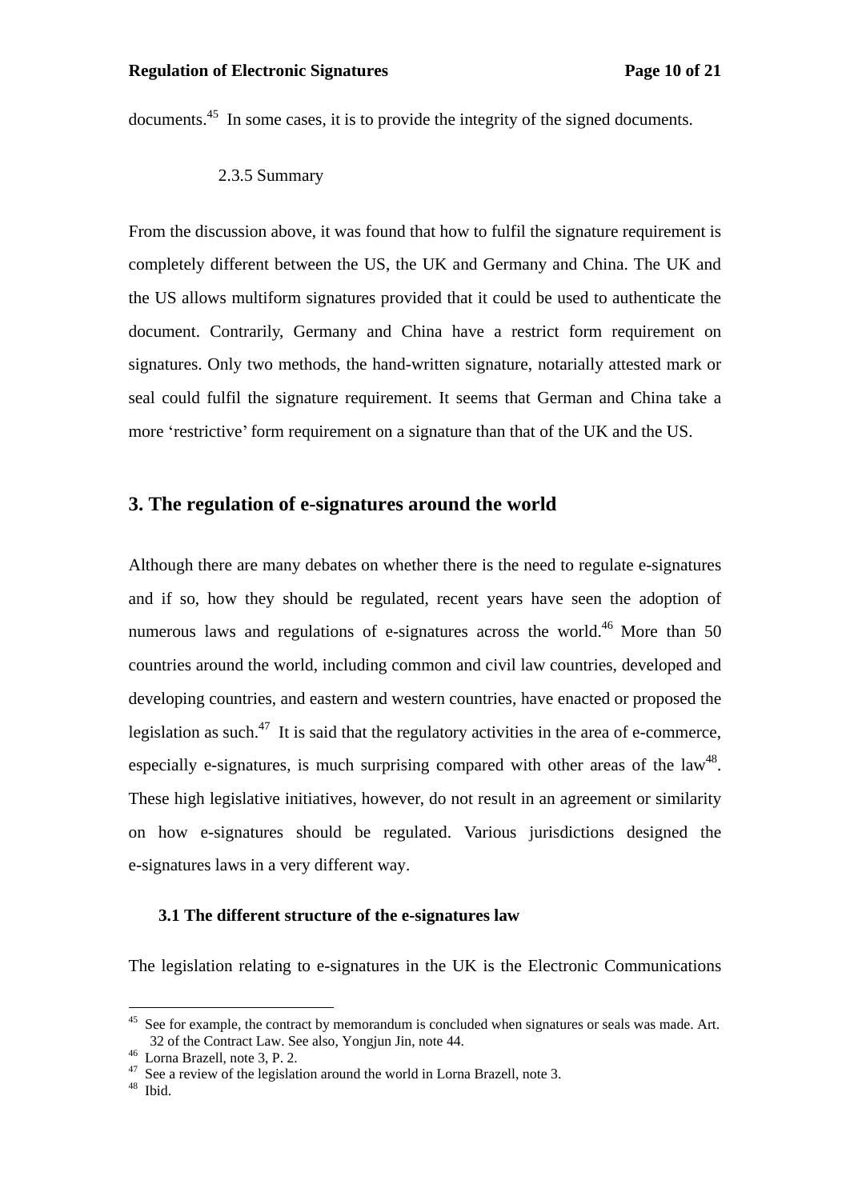documents.[45] In some cases, it is to provide the integrity of the signed documents.

#### 2.3.5 Summary

From the discussion above, it was found that how to fulfil the signature requirement is completely different between the US, the UK and Germany and China. The UK and the US allows multiform signatures provided that it could be used to authenticate the document. Contrarily, Germany and China have a restrict form requirement on signatures. Only two methods, the hand-written signature, notarially attested mark or seal could fulfil the signature requirement. It seems that German and China take a more 'restrictive' form requirement on a signature than that of the UK and the US.

## 3. The regulation of e-signatures around the world

Although there are many debates on whether there is the need to regulate e-signatures and if so, how they should be regulated, recent years have seen the adoption of numerous laws and regulations of e-signatures across the world.[46] More than 50 countries around the world, including common and civil law countries, developed and developing countries, and eastern and western countries, have enacted or proposed the legislation as such.[47] It is said that the regulatory activities in the area of e-commerce, especially e-signatures, is much surprising compared with other areas of the law[48]. These high legislative initiatives, however, do not result in an agreement or similarity on how e-signatures should be regulated. Various jurisdictions designed the e-signatures laws in a very different way.

### 3.1 The different structure of the e-signatures law

The legislation relating to e-signatures in the UK is the Electronic Communications

---

[45] See for example, the contract by memorandum is concluded when signatures or seals was made. Art. 32 of the Contract Law. See also, Yongjun Jin, note 44.

[46] Lorna Brazell, note 3, P. 2.

[47] See a review of the legislation around the world in Lorna Brazell, note 3.

[48] Ibid.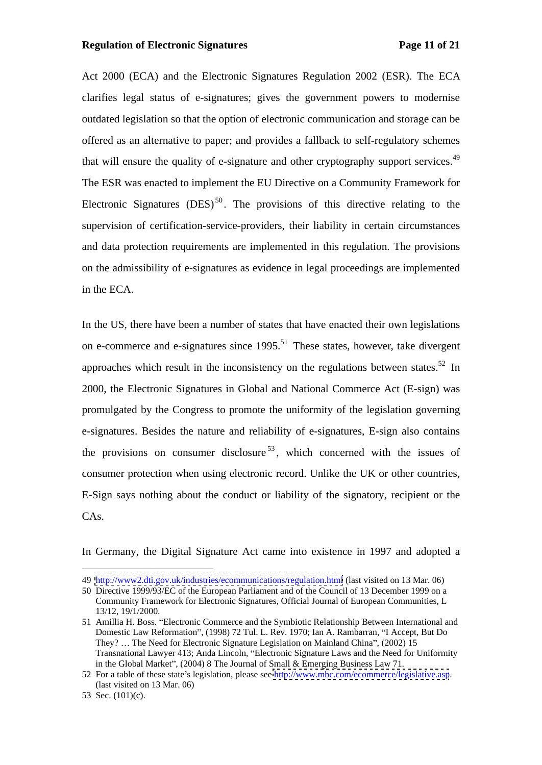Act 2000 (ECA) and the Electronic Signatures Regulation 2002 (ESR). The ECA clarifies legal status of e-signatures; gives the government powers to modernise outdated legislation so that the option of electronic communication and storage can be offered as an alternative to paper; and provides a fallback to self-regulatory schemes that will ensure the quality of e-signature and other cryptography support services.[49] The ESR was enacted to implement the EU Directive on a Community Framework for Electronic Signatures (DES)[50]. The provisions of this directive relating to the supervision of certification-service-providers, their liability in certain circumstances and data protection requirements are implemented in this regulation. The provisions on the admissibility of e-signatures as evidence in legal proceedings are implemented in the ECA.

In the US, there have been a number of states that have enacted their own legislations on e-commerce and e-signatures since 1995.[51] These states, however, take divergent approaches which result in the inconsistency on the regulations between states.[52] In 2000, the Electronic Signatures in Global and National Commerce Act (E-sign) was promulgated by the Congress to promote the uniformity of the legislation governing e-signatures. Besides the nature and reliability of e-signatures, E-sign also contains the provisions on consumer disclosure[53], which concerned with the issues of consumer protection when using electronic record. Unlike the UK or other countries, E-Sign says nothing about the conduct or liability of the signatory, recipient or the CAs.

In Germany, the Digital Signature Act came into existence in 1997 and adopted a

---

49 http://www2.dti.gov.uk/industries/ecommunications/regulation.html (last visited on 13 Mar. 06)

50 Directive 1999/93/EC of the European Parliament and of the Council of 13 December 1999 on a Community Framework for Electronic Signatures, Official Journal of European Communities, L 13/12, 19/1/2000.

51 Amillia H. Boss. "Electronic Commerce and the Symbiotic Relationship Between International and Domestic Law Reformation", (1998) 72 Tul. L. Rev. 1970; Ian A. Rambarran, "I Accept, But Do They? … The Need for Electronic Signature Legislation on Mainland China", (2002) 15 Transnational Lawyer 413; Anda Lincoln, "Electronic Signature Laws and the Need for Uniformity in the Global Market", (2004) 8 The Journal of Small & Emerging Business Law 71.

52 For a table of these state's legislation, please see http://www.mbc.com/ecommerce/legislative.asp. (last visited on 13 Mar. 06)

53 Sec. (101)(c).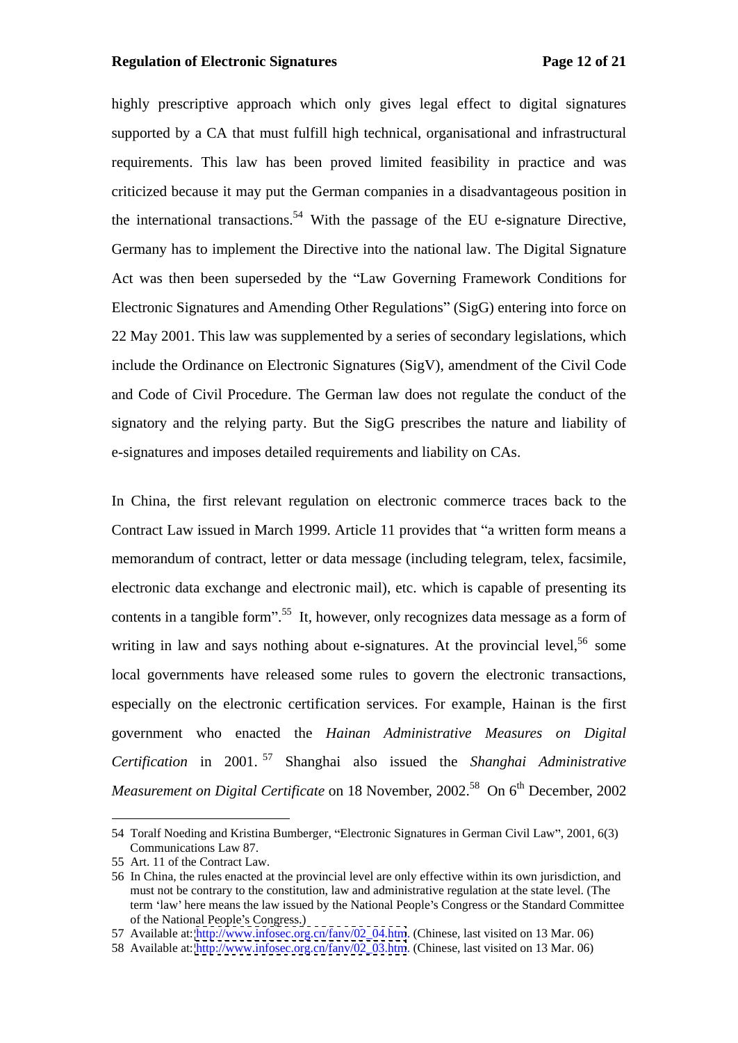highly prescriptive approach which only gives legal effect to digital signatures supported by a CA that must fulfill high technical, organisational and infrastructural requirements. This law has been proved limited feasibility in practice and was criticized because it may put the German companies in a disadvantageous position in the international transactions.[54] With the passage of the EU e-signature Directive, Germany has to implement the Directive into the national law. The Digital Signature Act was then been superseded by the "Law Governing Framework Conditions for Electronic Signatures and Amending Other Regulations" (SigG) entering into force on 22 May 2001. This law was supplemented by a series of secondary legislations, which include the Ordinance on Electronic Signatures (SigV), amendment of the Civil Code and Code of Civil Procedure. The German law does not regulate the conduct of the signatory and the relying party. But the SigG prescribes the nature and liability of e-signatures and imposes detailed requirements and liability on CAs.

In China, the first relevant regulation on electronic commerce traces back to the Contract Law issued in March 1999. Article 11 provides that "a written form means a memorandum of contract, letter or data message (including telegram, telex, facsimile, electronic data exchange and electronic mail), etc. which is capable of presenting its contents in a tangible form".[55] It, however, only recognizes data message as a form of writing in law and says nothing about e-signatures. At the provincial level,[56] some local governments have released some rules to govern the electronic transactions, especially on the electronic certification services. For example, Hainan is the first government who enacted the *Hainan Administrative Measures on Digital Certification* in 2001.[57] Shanghai also issued the *Shanghai Administrative Measurement on Digital Certificate* on 18 November, 2002.[58] On 6th December, 2002

---

54 Toralf Noeding and Kristina Bumberger, "Electronic Signatures in German Civil Law", 2001, 6(3) Communications Law 87.

55 Art. 11 of the Contract Law.

56 In China, the rules enacted at the provincial level are only effective within its own jurisdiction, and must not be contrary to the constitution, law and administrative regulation at the state level. (The term 'law' here means the law issued by the National People's Congress or the Standard Committee of the National People's Congress.)

57 Available at: http://www.infosec.org.cn/fanv/02_04.htm. (Chinese, last visited on 13 Mar. 06)

58 Available at: http://www.infosec.org.cn/fanv/02_03.htm. (Chinese, last visited on 13 Mar. 06)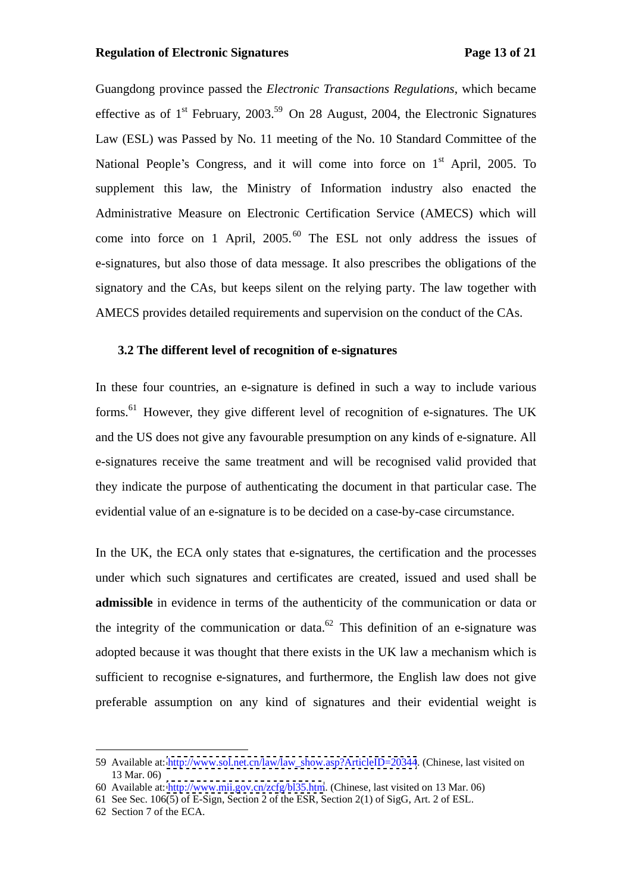Guangdong province passed the *Electronic Transactions Regulations*, which became effective as of 1st February, 2003.[59] On 28 August, 2004, the Electronic Signatures Law (ESL) was Passed by No. 11 meeting of the No. 10 Standard Committee of the National People's Congress, and it will come into force on 1st April, 2005. To supplement this law, the Ministry of Information industry also enacted the Administrative Measure on Electronic Certification Service (AMECS) which will come into force on 1 April, 2005.[60] The ESL not only address the issues of e-signatures, but also those of data message. It also prescribes the obligations of the signatory and the CAs, but keeps silent on the relying party. The law together with AMECS provides detailed requirements and supervision on the conduct of the CAs.

### 3.2 The different level of recognition of e-signatures

In these four countries, an e-signature is defined in such a way to include various forms.[61] However, they give different level of recognition of e-signatures. The UK and the US does not give any favourable presumption on any kinds of e-signature. All e-signatures receive the same treatment and will be recognised valid provided that they indicate the purpose of authenticating the document in that particular case. The evidential value of an e-signature is to be decided on a case-by-case circumstance.

In the UK, the ECA only states that e-signatures, the certification and the processes under which such signatures and certificates are created, issued and used shall be **admissible** in evidence in terms of the authenticity of the communication or data or the integrity of the communication or data.[62] This definition of an e-signature was adopted because it was thought that there exists in the UK law a mechanism which is sufficient to recognise e-signatures, and furthermore, the English law does not give preferable assumption on any kind of signatures and their evidential weight is

---

59 Available at: http://www.sol.net.cn/law/law_show.asp?ArticleID=20344. (Chinese, last visited on 13 Mar. 06)

60 Available at: http://www.mii.gov.cn/zcfg/bl35.htm. (Chinese, last visited on 13 Mar. 06)

61 See Sec. 106(5) of E-Sign, Section 2 of the ESR, Section 2(1) of SigG, Art. 2 of ESL.

62 Section 7 of the ECA.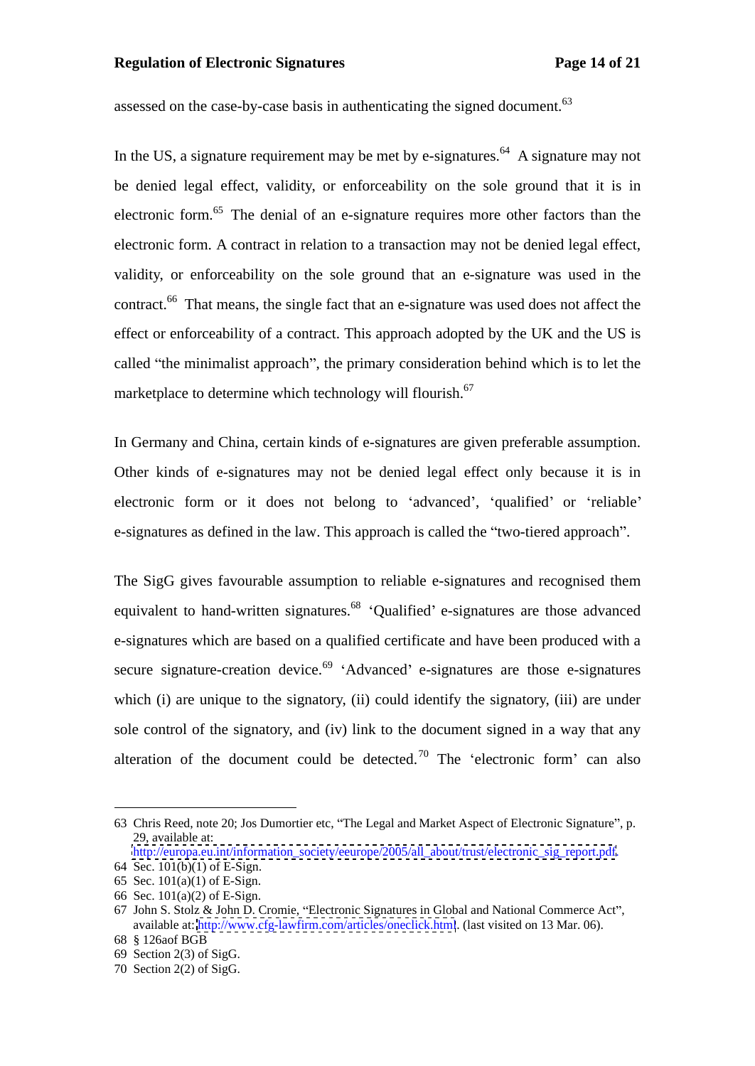assessed on the case-by-case basis in authenticating the signed document.[63]

In the US, a signature requirement may be met by e-signatures.[64] A signature may not be denied legal effect, validity, or enforceability on the sole ground that it is in electronic form.[65] The denial of an e-signature requires more other factors than the electronic form. A contract in relation to a transaction may not be denied legal effect, validity, or enforceability on the sole ground that an e-signature was used in the contract.[66] That means, the single fact that an e-signature was used does not affect the effect or enforceability of a contract. This approach adopted by the UK and the US is called "the minimalist approach", the primary consideration behind which is to let the marketplace to determine which technology will flourish.[67]

In Germany and China, certain kinds of e-signatures are given preferable assumption. Other kinds of e-signatures may not be denied legal effect only because it is in electronic form or it does not belong to 'advanced', 'qualified' or 'reliable' e-signatures as defined in the law. This approach is called the "two-tiered approach".

The SigG gives favourable assumption to reliable e-signatures and recognised them equivalent to hand-written signatures.[68] 'Qualified' e-signatures are those advanced e-signatures which are based on a qualified certificate and have been produced with a secure signature-creation device.[69] 'Advanced' e-signatures are those e-signatures which (i) are unique to the signatory, (ii) could identify the signatory, (iii) are under sole control of the signatory, and (iv) link to the document signed in a way that any alteration of the document could be detected.[70] The 'electronic form' can also

---

63 Chris Reed, note 20; Jos Dumortier etc, "The Legal and Market Aspect of Electronic Signature", p. 29, available at: http://europa.eu.int/information_society/eeurope/2005/all_about/trust/electronic_sig_report.pdf.

64 Sec. 101(b)(1) of E-Sign.

65 Sec. 101(a)(1) of E-Sign.

66 Sec. 101(a)(2) of E-Sign.

67 John S. Stolz & John D. Cromie, "Electronic Signatures in Global and National Commerce Act", available at: http://www.cfg-lawfirm.com/articles/oneclick.html. (last visited on 13 Mar. 06).

68 § 126aof BGB

69 Section 2(3) of SigG.

70 Section 2(2) of SigG.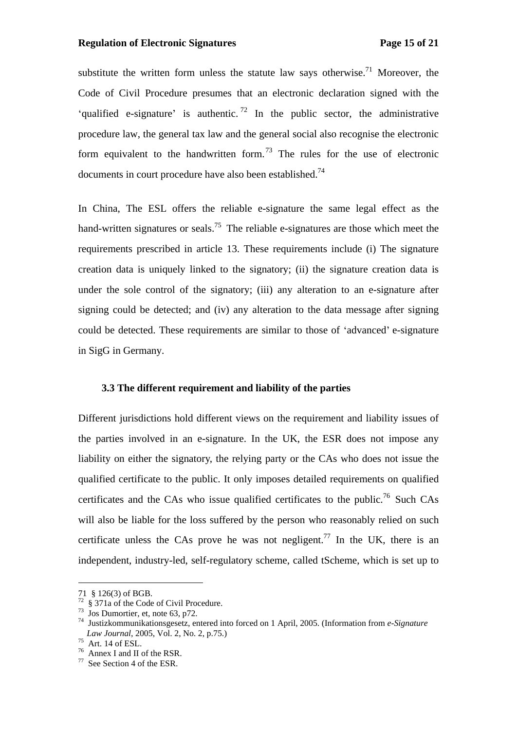substitute the written form unless the statute law says otherwise.[71] Moreover, the Code of Civil Procedure presumes that an electronic declaration signed with the 'qualified e-signature' is authentic.[72] In the public sector, the administrative procedure law, the general tax law and the general social also recognise the electronic form equivalent to the handwritten form.[73] The rules for the use of electronic documents in court procedure have also been established.[74]

In China, The ESL offers the reliable e-signature the same legal effect as the hand-written signatures or seals.[75] The reliable e-signatures are those which meet the requirements prescribed in article 13. These requirements include (i) The signature creation data is uniquely linked to the signatory; (ii) the signature creation data is under the sole control of the signatory; (iii) any alteration to an e-signature after signing could be detected; and (iv) any alteration to the data message after signing could be detected. These requirements are similar to those of 'advanced' e-signature in SigG in Germany.

### 3.3 The different requirement and liability of the parties

Different jurisdictions hold different views on the requirement and liability issues of the parties involved in an e-signature. In the UK, the ESR does not impose any liability on either the signatory, the relying party or the CAs who does not issue the qualified certificate to the public. It only imposes detailed requirements on qualified certificates and the CAs who issue qualified certificates to the public.[76] Such CAs will also be liable for the loss suffered by the person who reasonably relied on such certificate unless the CAs prove he was not negligent.[77] In the UK, there is an independent, industry-led, self-regulatory scheme, called tScheme, which is set up to

---

71 § 126(3) of BGB.

72 § 371a of the Code of Civil Procedure.

73 Jos Dumortier, et, note 63, p72.

74 Justizkommunikationsgesetz, entered into forced on 1 April, 2005. (Information from *e-Signature Law Journal*, 2005, Vol. 2, No. 2, p.75.)

75 Art. 14 of ESL.

76 Annex I and II of the RSR.

77 See Section 4 of the ESR.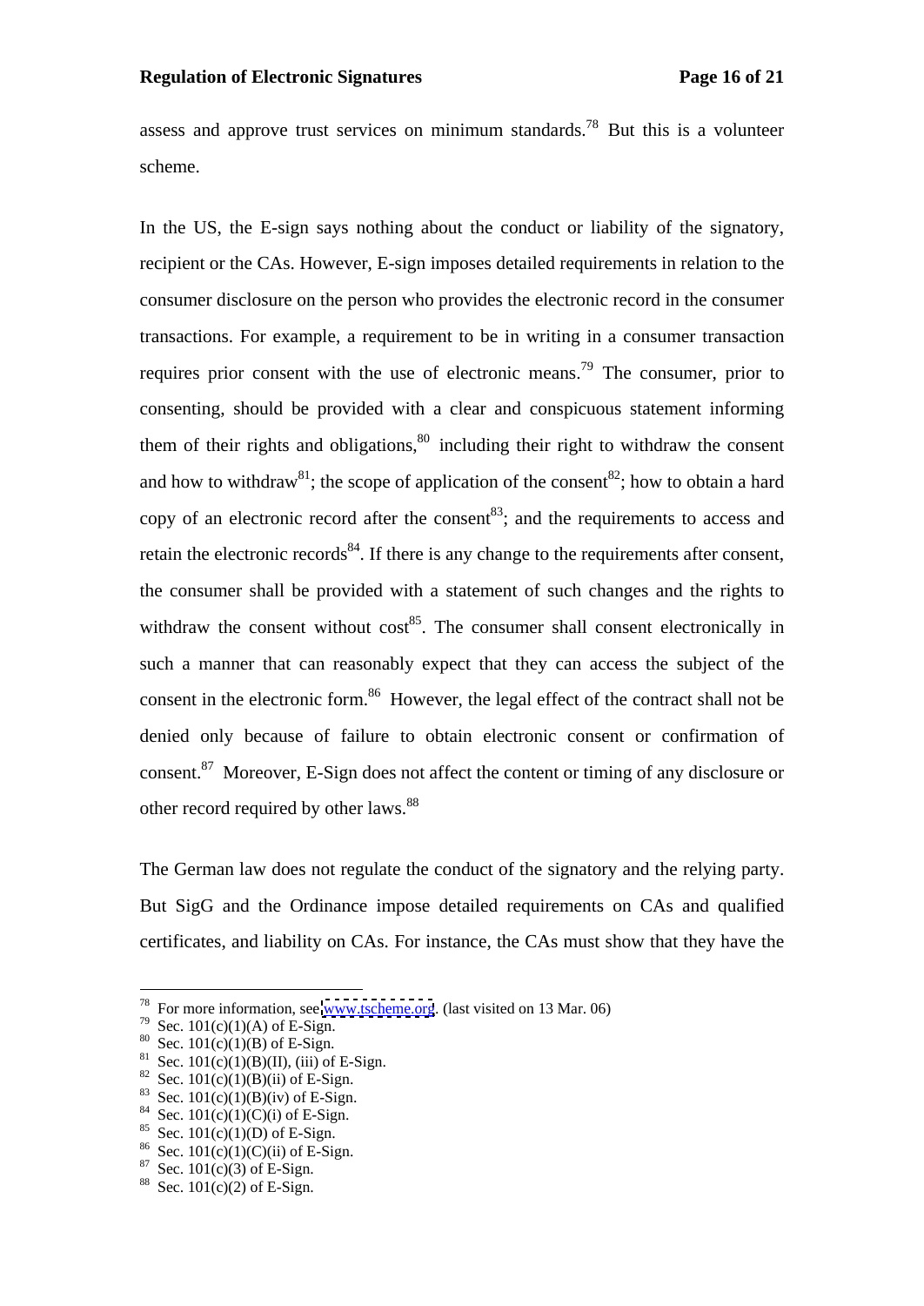assess and approve trust services on minimum standards.[78] But this is a volunteer scheme.

In the US, the E-sign says nothing about the conduct or liability of the signatory, recipient or the CAs. However, E-sign imposes detailed requirements in relation to the consumer disclosure on the person who provides the electronic record in the consumer transactions. For example, a requirement to be in writing in a consumer transaction requires prior consent with the use of electronic means.[79] The consumer, prior to consenting, should be provided with a clear and conspicuous statement informing them of their rights and obligations,[80] including their right to withdraw the consent and how to withdraw[81]; the scope of application of the consent[82]; how to obtain a hard copy of an electronic record after the consent[83]; and the requirements to access and retain the electronic records[84]. If there is any change to the requirements after consent, the consumer shall be provided with a statement of such changes and the rights to withdraw the consent without cost[85]. The consumer shall consent electronically in such a manner that can reasonably expect that they can access the subject of the consent in the electronic form.[86] However, the legal effect of the contract shall not be denied only because of failure to obtain electronic consent or confirmation of consent.[87] Moreover, E-Sign does not affect the content or timing of any disclosure or other record required by other laws.[88]

The German law does not regulate the conduct of the signatory and the relying party. But SigG and the Ordinance impose detailed requirements on CAs and qualified certificates, and liability on CAs. For instance, the CAs must show that they have the

---

[78] For more information, see www.tscheme.org. (last visited on 13 Mar. 06)
[79] Sec. 101(c)(1)(A) of E-Sign.
[80] Sec. 101(c)(1)(B) of E-Sign.
[81] Sec. 101(c)(1)(B)(II), (iii) of E-Sign.
[82] Sec. 101(c)(1)(B)(ii) of E-Sign.
[83] Sec. 101(c)(1)(B)(iv) of E-Sign.
[84] Sec. 101(c)(1)(C)(i) of E-Sign.
[85] Sec. 101(c)(1)(D) of E-Sign.
[86] Sec. 101(c)(1)(C)(ii) of E-Sign.
[87] Sec. 101(c)(3) of E-Sign.
[88] Sec. 101(c)(2) of E-Sign.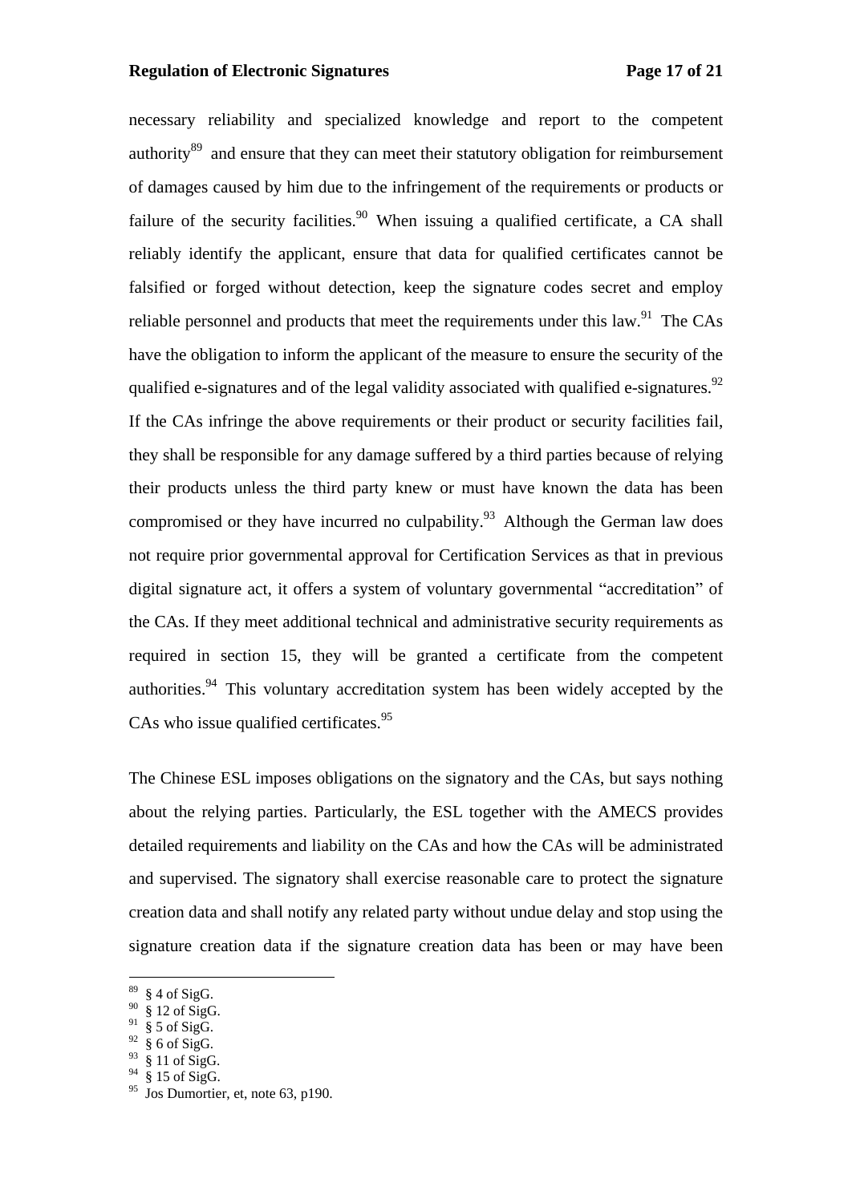necessary reliability and specialized knowledge and report to the competent authority[89] and ensure that they can meet their statutory obligation for reimbursement of damages caused by him due to the infringement of the requirements or products or failure of the security facilities.[90] When issuing a qualified certificate, a CA shall reliably identify the applicant, ensure that data for qualified certificates cannot be falsified or forged without detection, keep the signature codes secret and employ reliable personnel and products that meet the requirements under this law.[91] The CAs have the obligation to inform the applicant of the measure to ensure the security of the qualified e-signatures and of the legal validity associated with qualified e-signatures.[92] If the CAs infringe the above requirements or their product or security facilities fail, they shall be responsible for any damage suffered by a third parties because of relying their products unless the third party knew or must have known the data has been compromised or they have incurred no culpability.[93] Although the German law does not require prior governmental approval for Certification Services as that in previous digital signature act, it offers a system of voluntary governmental "accreditation" of the CAs. If they meet additional technical and administrative security requirements as required in section 15, they will be granted a certificate from the competent authorities.[94] This voluntary accreditation system has been widely accepted by the CAs who issue qualified certificates.[95]

The Chinese ESL imposes obligations on the signatory and the CAs, but says nothing about the relying parties. Particularly, the ESL together with the AMECS provides detailed requirements and liability on the CAs and how the CAs will be administrated and supervised. The signatory shall exercise reasonable care to protect the signature creation data and shall notify any related party without undue delay and stop using the signature creation data if the signature creation data has been or may have been

---

[89] § 4 of SigG.
[90] § 12 of SigG.
[91] § 5 of SigG.
[92] § 6 of SigG.
[93] § 11 of SigG.
[94] § 15 of SigG.
[95] Jos Dumortier, et, note 63, p190.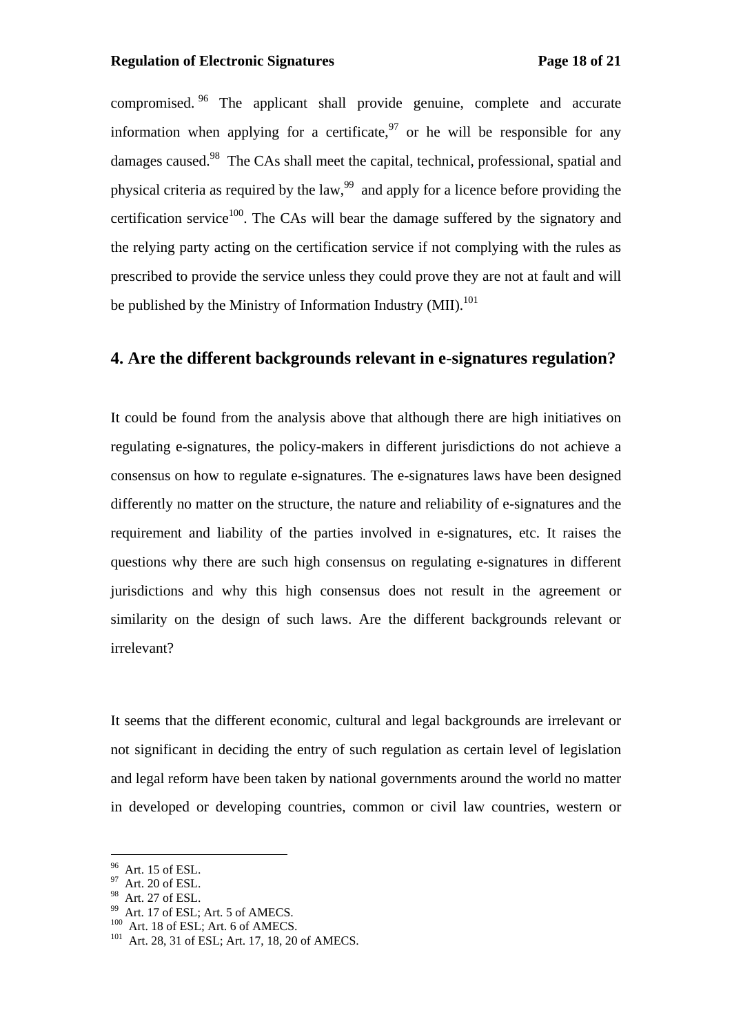compromised.[96] The applicant shall provide genuine, complete and accurate information when applying for a certificate,[97] or he will be responsible for any damages caused.[98] The CAs shall meet the capital, technical, professional, spatial and physical criteria as required by the law,[99] and apply for a licence before providing the certification service[100]. The CAs will bear the damage suffered by the signatory and the relying party acting on the certification service if not complying with the rules as prescribed to provide the service unless they could prove they are not at fault and will be published by the Ministry of Information Industry (MII).[101]

## 4. Are the different backgrounds relevant in e-signatures regulation?

It could be found from the analysis above that although there are high initiatives on regulating e-signatures, the policy-makers in different jurisdictions do not achieve a consensus on how to regulate e-signatures. The e-signatures laws have been designed differently no matter on the structure, the nature and reliability of e-signatures and the requirement and liability of the parties involved in e-signatures, etc. It raises the questions why there are such high consensus on regulating e-signatures in different jurisdictions and why this high consensus does not result in the agreement or similarity on the design of such laws. Are the different backgrounds relevant or irrelevant?

It seems that the different economic, cultural and legal backgrounds are irrelevant or not significant in deciding the entry of such regulation as certain level of legislation and legal reform have been taken by national governments around the world no matter in developed or developing countries, common or civil law countries, western or

---

[96] Art. 15 of ESL.
[97] Art. 20 of ESL.
[98] Art. 27 of ESL.
[99] Art. 17 of ESL; Art. 5 of AMECS.
[100] Art. 18 of ESL; Art. 6 of AMECS.
[101] Art. 28, 31 of ESL; Art. 17, 18, 20 of AMECS.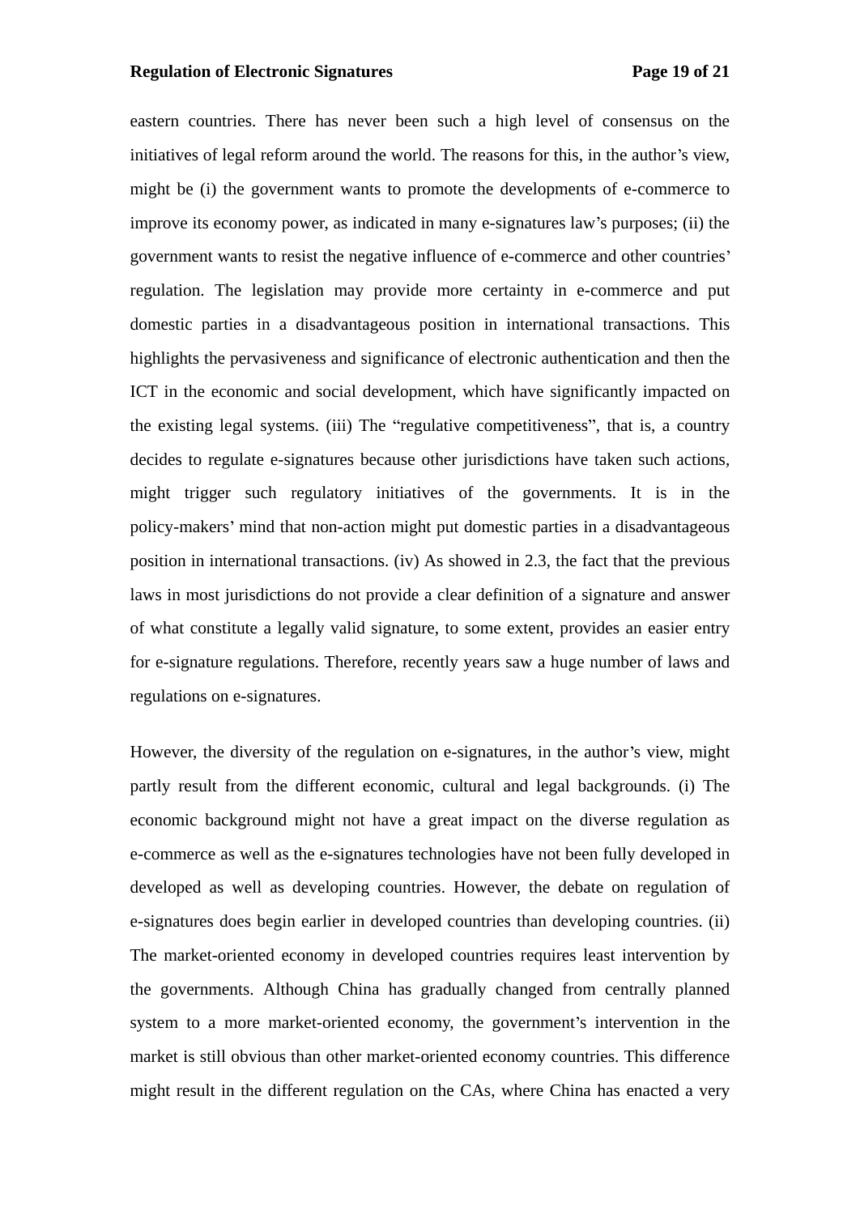eastern countries. There has never been such a high level of consensus on the initiatives of legal reform around the world. The reasons for this, in the author's view, might be (i) the government wants to promote the developments of e-commerce to improve its economy power, as indicated in many e-signatures law's purposes; (ii) the government wants to resist the negative influence of e-commerce and other countries' regulation. The legislation may provide more certainty in e-commerce and put domestic parties in a disadvantageous position in international transactions. This highlights the pervasiveness and significance of electronic authentication and then the ICT in the economic and social development, which have significantly impacted on the existing legal systems. (iii) The "regulative competitiveness", that is, a country decides to regulate e-signatures because other jurisdictions have taken such actions, might trigger such regulatory initiatives of the governments. It is in the policy-makers' mind that non-action might put domestic parties in a disadvantageous position in international transactions. (iv) As showed in 2.3, the fact that the previous laws in most jurisdictions do not provide a clear definition of a signature and answer of what constitute a legally valid signature, to some extent, provides an easier entry for e-signature regulations. Therefore, recently years saw a huge number of laws and regulations on e-signatures.

However, the diversity of the regulation on e-signatures, in the author's view, might partly result from the different economic, cultural and legal backgrounds. (i) The economic background might not have a great impact on the diverse regulation as e-commerce as well as the e-signatures technologies have not been fully developed in developed as well as developing countries. However, the debate on regulation of e-signatures does begin earlier in developed countries than developing countries. (ii) The market-oriented economy in developed countries requires least intervention by the governments. Although China has gradually changed from centrally planned system to a more market-oriented economy, the government's intervention in the market is still obvious than other market-oriented economy countries. This difference might result in the different regulation on the CAs, where China has enacted a very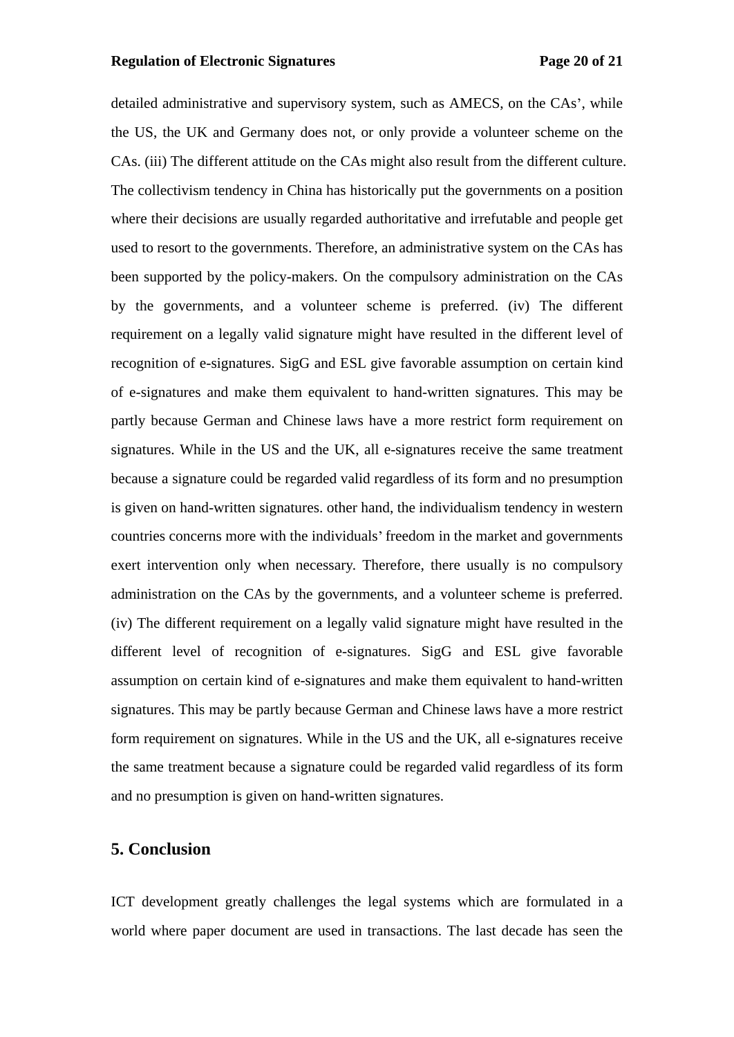detailed administrative and supervisory system, such as AMECS, on the CAs', while the US, the UK and Germany does not, or only provide a volunteer scheme on the CAs. (iii) The different attitude on the CAs might also result from the different culture. The collectivism tendency in China has historically put the governments on a position where their decisions are usually regarded authoritative and irrefutable and people get used to resort to the governments. Therefore, an administrative system on the CAs has been supported by the policy-makers. On the compulsory administration on the CAs by the governments, and a volunteer scheme is preferred. (iv) The different requirement on a legally valid signature might have resulted in the different level of recognition of e-signatures. SigG and ESL give favorable assumption on certain kind of e-signatures and make them equivalent to hand-written signatures. This may be partly because German and Chinese laws have a more restrict form requirement on signatures. While in the US and the UK, all e-signatures receive the same treatment because a signature could be regarded valid regardless of its form and no presumption is given on hand-written signatures. other hand, the individualism tendency in western countries concerns more with the individuals' freedom in the market and governments exert intervention only when necessary. Therefore, there usually is no compulsory administration on the CAs by the governments, and a volunteer scheme is preferred. (iv) The different requirement on a legally valid signature might have resulted in the different level of recognition of e-signatures. SigG and ESL give favorable assumption on certain kind of e-signatures and make them equivalent to hand-written signatures. This may be partly because German and Chinese laws have a more restrict form requirement on signatures. While in the US and the UK, all e-signatures receive the same treatment because a signature could be regarded valid regardless of its form and no presumption is given on hand-written signatures.

## 5. Conclusion

ICT development greatly challenges the legal systems which are formulated in a world where paper document are used in transactions. The last decade has seen the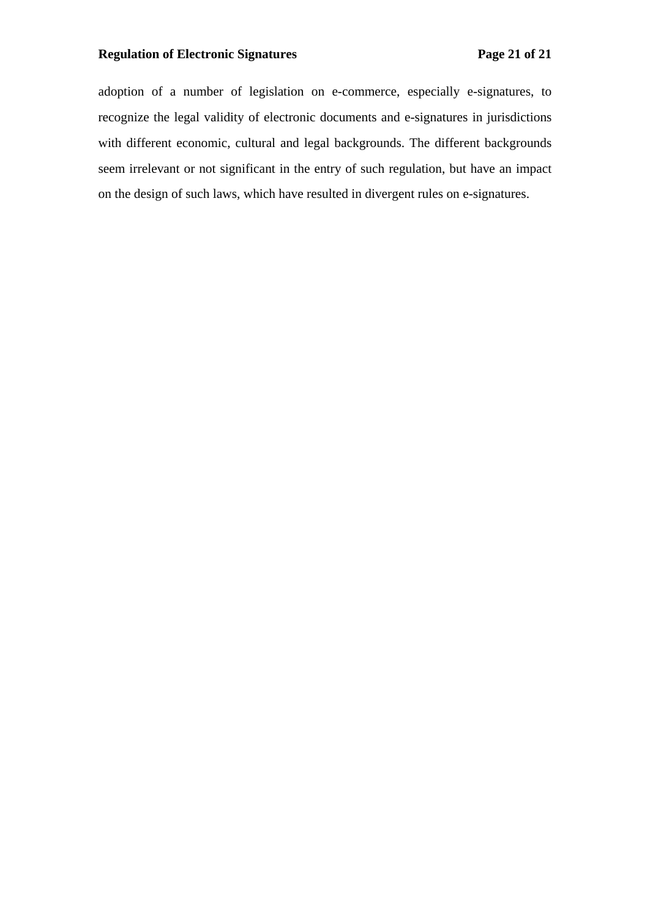adoption of a number of legislation on e-commerce, especially e-signatures, to recognize the legal validity of electronic documents and e-signatures in jurisdictions with different economic, cultural and legal backgrounds. The different backgrounds seem irrelevant or not significant in the entry of such regulation, but have an impact on the design of such laws, which have resulted in divergent rules on e-signatures.